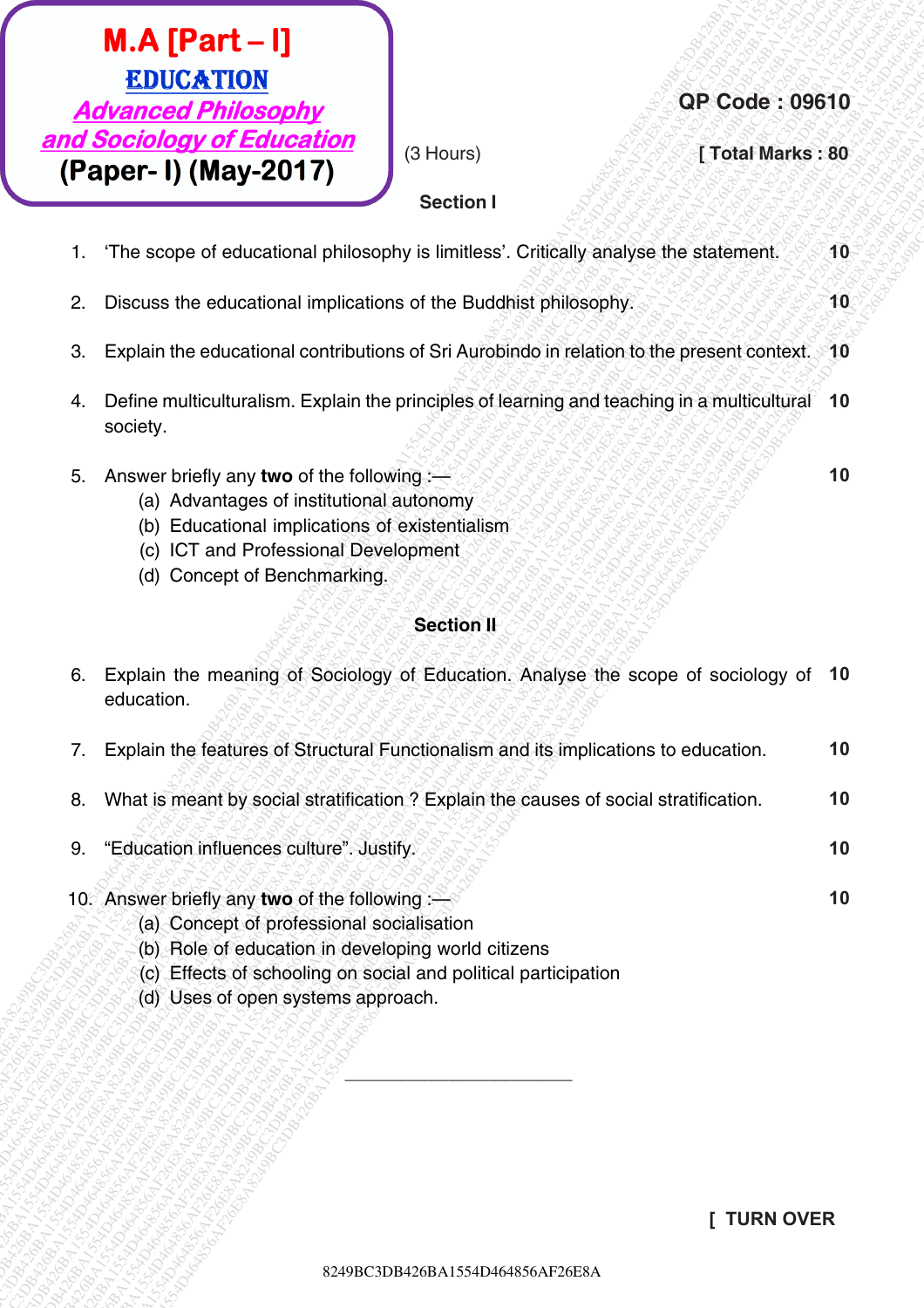# M.A [Part – I]

## EDUCATION

### *Advanced Philosophy and Sociology of Education*

### (Paper- I) (May-2017)

**QP Code : 09610**

(3 Hours) **[ Total Marks : 80**

**Section I**

1. ‘The scope of educational philosophy is limitless’. Critically analyse the statement. **10**

2. Discuss the educational implications of the Buddhist philosophy. **10**

3. Explain the educational contributions of Sri Aurobindo in relation to the present context. **10**

4. Define multiculturalism. Explain the principles of learning and teaching in a multicultural society. **10**

5. Answer briefly any **two** of the following :— **10**
   (a) Advantages of institutional autonomy
   (b) Educational implications of existentialism
   (c) ICT and Professional Development
   (d) Concept of Benchmarking.

**Section II**

6. Explain the meaning of Sociology of Education. Analyse the scope of sociology of education. **10**

7. Explain the features of Structural Functionalism and its implications to education. **10**

8. What is meant by social stratification ? Explain the causes of social stratification. **10**

9. “Education influences culture”. Justify. **10**

10. Answer briefly any **two** of the following :— **10**
    (a) Concept of professional socialisation
    (b) Role of education in developing world citizens
    (c) Effects of schooling on social and political participation
    (d) Uses of open systems approach.

---

**[ TURN OVER**

8249BC3DB426BA1554D464856AF26E8A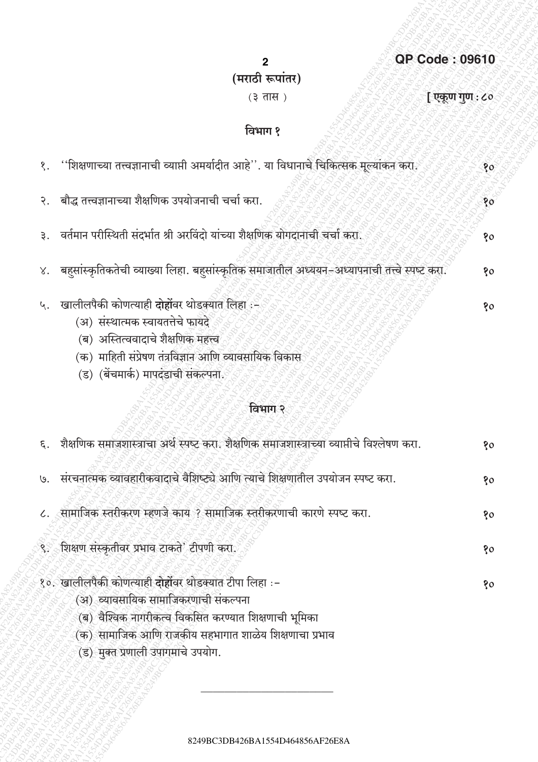QP Code : 09610

## (मराठी रूपांतर)

(३ तास) **[ एकूण गुण : ८०**

### विभाग १

१. ''शिक्षणाच्या तत्त्वज्ञानाची व्याप्ती अमर्यादीत आहे''. या विधानाचे चिकित्सक मूल्यांकन करा. १०

२. बौद्ध तत्त्वज्ञानाच्या शैक्षणिक उपयोजनाची चर्चा करा. १०

३. वर्तमान परीस्थिती संदर्भात श्री अरविंदो यांच्या शैक्षणिक योगदानाची चर्चा करा. १०

४. बहुसांस्कृतिकतेची व्याख्या लिहा. बहुसांस्कृतिक समाजातील अध्ययन-अध्यापनाची तत्त्वे स्पष्ट करा. १०

५. खालीलपैकी कोणत्याही **दोहोंवर** थोडक्यात लिहा :- १०
   (अ) संस्थात्मक स्वायत्तत्तेचे फायदे
   (ब) अस्तित्ववादाचे शैक्षणिक महत्त्व
   (क) माहिती संप्रेषण तंत्रविज्ञान आणि व्यावसायिक विकास
   (ड) (बेंचमार्क) मापदंडाची संकल्पना.

### विभाग २

६. शैक्षणिक समाजशास्त्राचा अर्थ स्पष्ट करा. शैक्षणिक समाजशास्त्राच्या व्याप्तीचे विश्लेषण करा. १०

७. संरचनात्मक व्यावहारीकवादाचे वैशिष्ट्ये आणि त्याचे शिक्षणातील उपयोजन स्पष्ट करा. १०

८. सामाजिक स्तरीकरण म्हणजे काय ? सामाजिक स्तरीकरणाची कारणे स्पष्ट करा. १०

९. शिक्षण संस्कृतीवर प्रभाव टाकते' टीपणी करा. १०

१०. खालीलपैकी कोणत्याही **दोहोंवर** थोडक्यात टीपा लिहा :- १०
   (अ) व्यावसायिक सामाजिकरणाची संकल्पना
   (ब) वैश्विक नागरीकत्व विकसित करण्यात शिक्षणाची भूमिका
   (क) सामाजिक आणि राजकीय सहभागात शाळेय शिक्षणाचा प्रभाव
   (ड) मुक्त प्रणाली उपागमाचे उपयोग.

---

8249BC3DB426BA1554D464856AF26E8A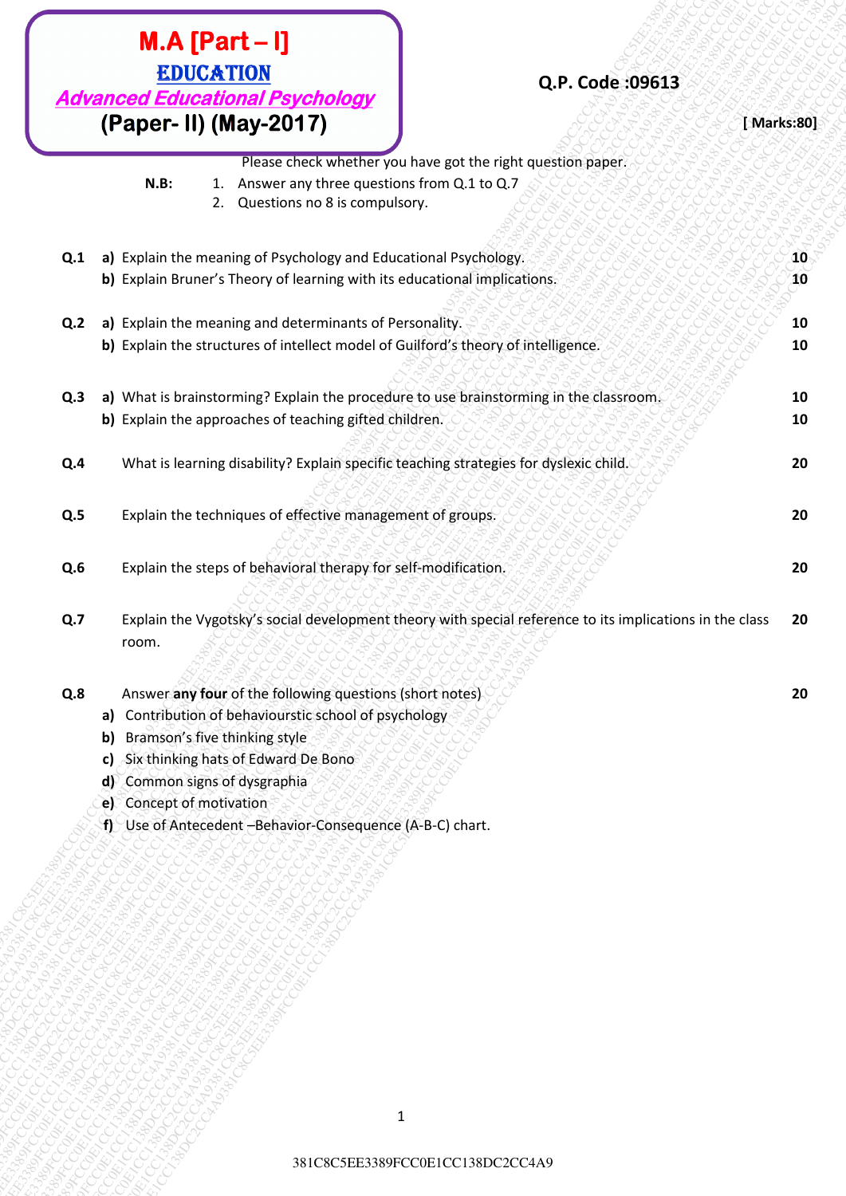# M.A [Part – I]

## EDUCATION

### *Advanced Educational Psychology*

### (Paper- II) (May-2017)

**Q.P. Code :09613**

**[ Marks:80]**

Please check whether you have got the right question paper.

**N.B:**
1. Answer any three questions from Q.1 to Q.7
2. Questions no 8 is compulsory.

| | | | |
|---|---|---|---|
| **Q.1** | **a)** | Explain the meaning of Psychology and Educational Psychology. | **10** |
| | **b)** | Explain Bruner's Theory of learning with its educational implications. | **10** |
| **Q.2** | **a)** | Explain the meaning and determinants of Personality. | **10** |
| | **b)** | Explain the structures of intellect model of Guilford's theory of intelligence. | **10** |
| **Q.3** | **a)** | What is brainstorming? Explain the procedure to use brainstorming in the classroom. | **10** |
| | **b)** | Explain the approaches of teaching gifted children. | **10** |
| **Q.4** | | What is learning disability? Explain specific teaching strategies for dyslexic child. | **20** |
| **Q.5** | | Explain the techniques of effective management of groups. | **20** |
| **Q.6** | | Explain the steps of behavioral therapy for self-modification. | **20** |
| **Q.7** | | Explain the Vygotsky's social development theory with special reference to its implications in the class room. | **20** |
| **Q.8** | | Answer **any four** of the following questions (short notes) | **20** |

**a)** Contribution of behaviourstic school of psychology
**b)** Bramson's five thinking style
**c)** Six thinking hats of Edward De Bono
**d)** Common signs of dysgraphia
**e)** Concept of motivation
**f)** Use of Antecedent –Behavior-Consequence (A-B-C) chart.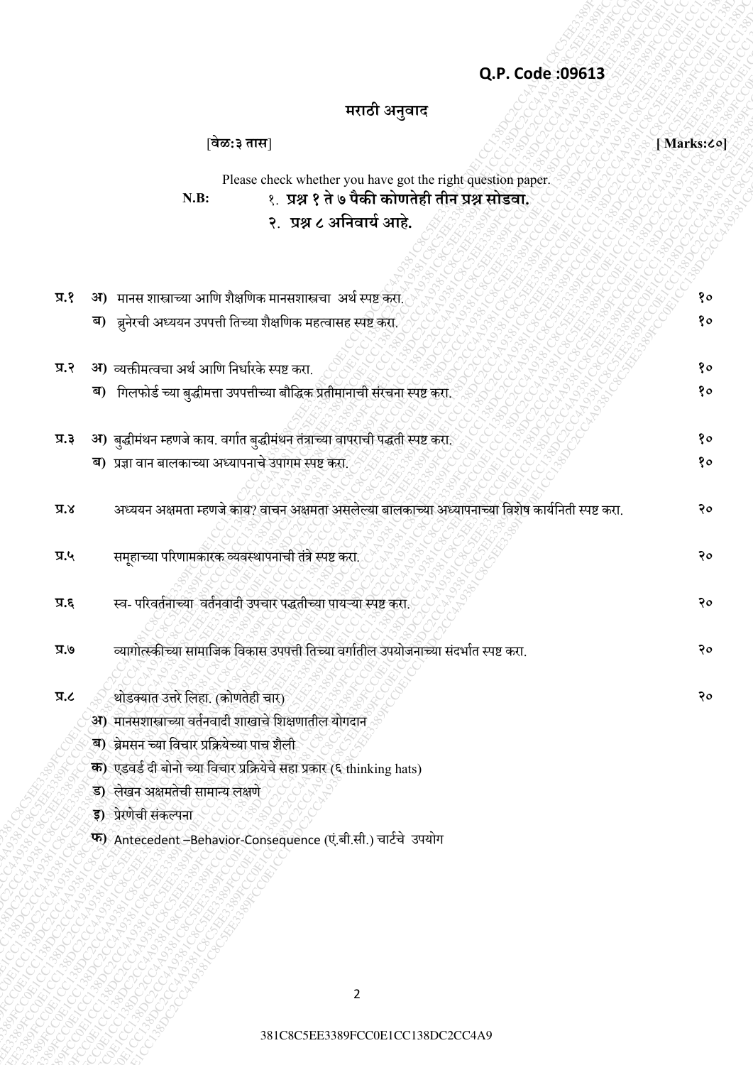**Q.P. Code :09613**

## मराठी अनुवाद

[वेळ:३ तास] [ Marks:८०]

Please check whether you have got the right question paper.

**N.B:**
१. **प्रश्न १ ते ७ पैकी कोणतेही तीन प्रश्न सोडवा.**
२. **प्रश्न ८ अनिवार्य आहे.**

| | | | |
|---|---|---|---|
| प्र.१ | अ) | मानस शास्त्राच्या आणि शैक्षणिक मानसशास्त्रचा अर्थ स्पष्ट करा. | १० |
| | ब) | ब्रुनेरची अध्ययन उपपत्ती तिच्या शैक्षणिक महत्वासह स्पष्ट करा. | १० |
| प्र.२ | अ) | व्यक्तीमत्वचा अर्थ आणि निर्धारके स्पष्ट करा. | १० |
| | ब) | गिलफोर्ड च्या बुद्धीमत्ता उपपत्तीच्या बौद्धिक प्रतीमानाची संरचना स्पष्ट करा. | १० |
| प्र.३ | अ) | बुद्धीमंथन म्हणजे काय. वर्गात बुद्धीमंथन तंत्राच्या वापराची पद्धती स्पष्ट करा. | १० |
| | ब) | प्रज्ञा वान बालकाच्या अध्यापनाचे उपागम स्पष्ट करा. | १० |
| प्र.४ | | अध्ययन अक्षमता म्हणजे काय? वाचन अक्षमता असलेल्या बालकाच्या अध्यापनाच्या विशेष कार्यनिती स्पष्ट करा. | २० |
| प्र.५ | | समूहाच्या परिणामकारक व्यवस्थापनाची तंत्रे स्पष्ट करा. | २० |
| प्र.६ | | स्व- परिवर्तनाच्या वर्तनवादी उपचार पद्धतीच्या पायऱ्या स्पष्ट करा. | २० |
| प्र.७ | | व्यागोत्स्कीच्या सामाजिक विकास उपपत्ती तिच्या वर्गातील उपयोजनाच्या संदर्भात स्पष्ट करा. | २० |
| प्र.८ | | थोडक्यात उत्तरे लिहा. (कोणतेही चार) | २० |

अ) मानसशास्त्राच्या वर्तनवादी शाखाचे शिक्षणातील योगदान
ब) ब्रेमसन च्या विचार प्रक्रियेच्या पाच शैली
क) एडवर्ड दी बोनो च्या विचार प्रक्रियेचे सहा प्रकार (६ thinking hats)
ड) लेखन अक्षमतेची सामान्य लक्षणे
इ) प्रेरणेची संकल्पना
फ) Antecedent –Behavior-Consequence (एं.बी.सी.) चार्टचे उपयोग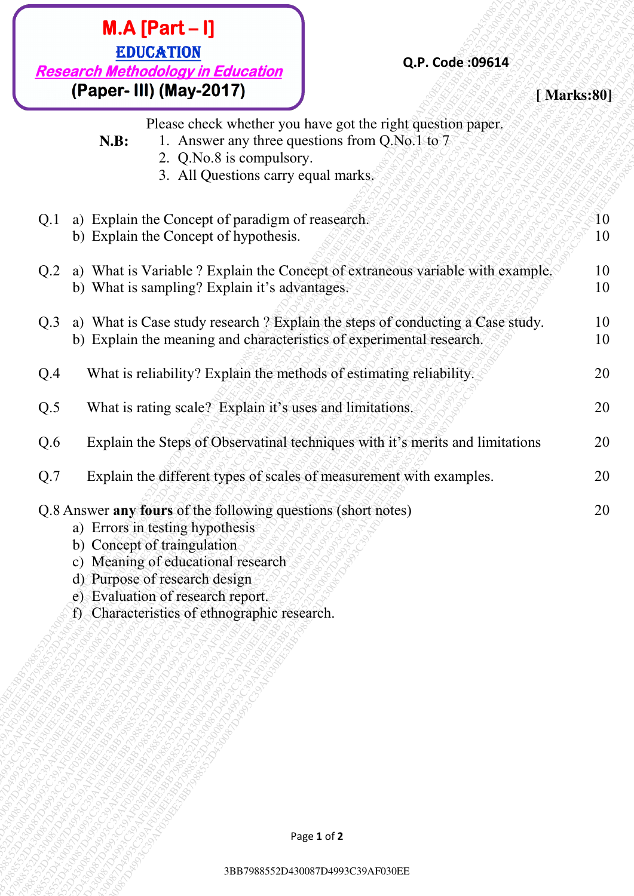# M.A [Part – I]

## EDUCATION

### *Research Methodology in Education*

**(Paper- III) (May-2017)**

**Q.P. Code :09614**

**[ Marks:80]**

Please check whether you have got the right question paper.

**N.B:**
1. Answer any three questions from Q.No.1 to 7
2. Q.No.8 is compulsory.
3. All Questions carry equal marks.

| | | |
|---|---|---|
| Q.1 | a) Explain the Concept of paradigm of reasearch. | 10 |
| | b) Explain the Concept of hypothesis. | 10 |
| Q.2 | a) What is Variable ? Explain the Concept of extraneous variable with example. | 10 |
| | b) What is sampling? Explain it's advantages. | 10 |
| Q.3 | a) What is Case study research ? Explain the steps of conducting a Case study. | 10 |
| | b) Explain the meaning and characteristics of experimental research. | 10 |
| Q.4 | What is reliability? Explain the methods of estimating reliability. | 20 |
| Q.5 | What is rating scale? Explain it's uses and limitations. | 20 |
| Q.6 | Explain the Steps of Observatinal techniques with it's merits and limitations | 20 |
| Q.7 | Explain the different types of scales of measurement with examples. | 20 |
| Q.8 | Answer **any fours** of the following questions (short notes) | 20 |

a) Errors in testing hypothesis
b) Concept of traingulation
c) Meaning of educational research
d) Purpose of research design
e) Evaluation of research report.
f) Characteristics of ethnographic research.

3BB7988552D430087D4993C39AF030EE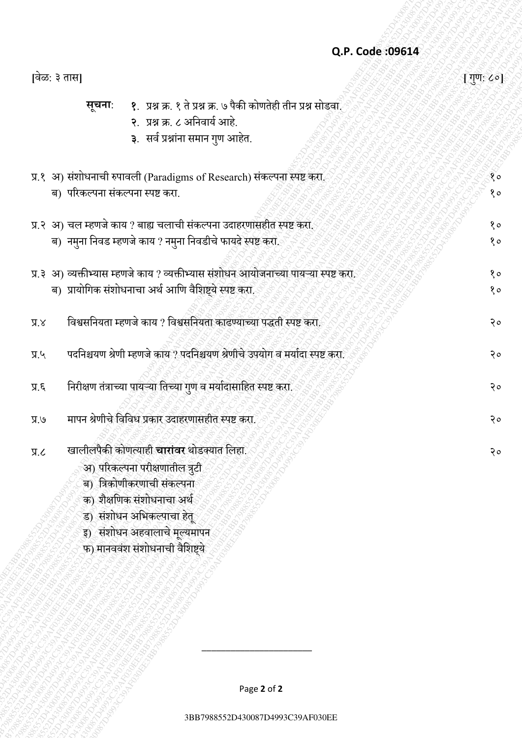**Q.P. Code :09614**

[वेळ: ३ तास] [गुण: ८०]

**सूचना**:
१. प्रश्न क्र. १ ते प्रश्न क्र. ७ पैकी कोणतेही तीन प्रश्न सोडवा.
२. प्रश्न क्र. ८ अनिवार्य आहे.
३. सर्व प्रश्नांना समान गुण आहेत.

| | | |
|---|---|---|
| प्र.१ | अ) संशोधनाची रुपावली (Paradigms of Research) संकल्पना स्पष्ट करा. | १० |
| | ब) परिकल्पना संकल्पना स्पष्ट करा. | १० |
| प्र.२ | अ) चल म्हणजे काय ? बाह्य चलाची संकल्पना उदाहरणासहीत स्पष्ट करा. | १० |
| | ब) नमुना निवड म्हणजे काय ? नमुना निवडीचे फायदे स्पष्ट करा. | १० |
| प्र.३ | अ) व्यक्तीभ्यास म्हणजे काय ? व्यक्तीभ्यास संशोधन आयोजनाच्या पायऱ्या स्पष्ट करा. | १० |
| | ब) प्रायोगिक संशोधनाचा अर्थ आणि वैशिष्ट्ये स्पष्ट करा. | १० |
| प्र.४ | विश्वसनियता म्हणजे काय ? विश्वसनियता काढण्याच्या पद्धती स्पष्ट करा. | २० |
| प्र.५ | पदनिश्चयण श्रेणी म्हणजे काय ? पदनिश्चयण श्रेणीचे उपयोग व मर्यादा स्पष्ट करा. | २० |
| प्र.६ | निरीक्षण तंत्राच्या पायऱ्या तिच्या गुण व मर्यादासाहित स्पष्ट करा. | २० |
| प्र.७ | मापन श्रेणीचे विविध प्रकार उदाहरणासहीत स्पष्ट करा. | २० |
| प्र.८ | खालीलपैकी कोणत्याही **चारांवर** थोडक्यात लिहा. | २० |

अ) परिकल्पना परीक्षणातील त्रुटी
ब) त्रिकोणीकरणाची संकल्पना
क) शैक्षणिक संशोधनाचा अर्थ
ड) संशोधन अभिकल्पाचा हेतू
इ) संशोधन अहवालाचे मूल्यमापन
फ) मानववंश संशोधनाची वैशिष्ट्ये

---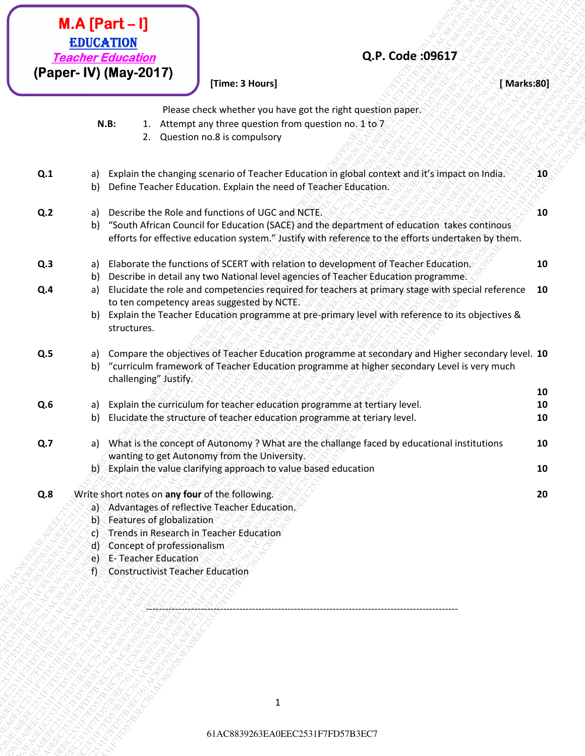**M.A [Part – I]**
**EDUCATION**
***Teacher Education***
**(Paper- IV) (May-2017)**

**Q.P. Code :09617**

**[Time: 3 Hours]** **[ Marks:80]**

Please check whether you have got the right question paper.

**N.B:**
1. Attempt any three question from question no. 1 to 7
2. Question no.8 is compulsory

**Q.1**
a) Explain the changing scenario of Teacher Education in global context and it's impact on India. **10**
b) Define Teacher Education. Explain the need of Teacher Education.

**Q.2**
a) Describe the Role and functions of UGC and NCTE. **10**
b) "South African Council for Education (SACE) and the department of education takes continous efforts for effective education system." Justify with reference to the efforts undertaken by them.

**Q.3**
a) Elaborate the functions of SCERT with relation to development of Teacher Education. **10**
b) Describe in detail any two National level agencies of Teacher Education programme.

**Q.4**
a) Elucidate the role and competencies required for teachers at primary stage with special reference to ten competency areas suggested by NCTE. **10**
b) Explain the Teacher Education programme at pre-primary level with reference to its objectives & structures.

**Q.5**
a) Compare the objectives of Teacher Education programme at secondary and Higher secondary level. **10**
b) "curriculm framework of Teacher Education programme at higher secondary Level is very much challenging" Justify.

**10**

**Q.6**
a) Explain the curriculum for teacher education programme at tertiary level. **10**
b) Elucidate the structure of teacher education programme at teriary level. **10**

**Q.7**
a) What is the concept of Autonomy ? What are the challange faced by educational institutions wanting to get Autonomy from the University. **10**
b) Explain the value clarifying approach to value based education **10**

**Q.8** Write short notes on **any four** of the following. **20**
a) Advantages of reflective Teacher Education.
b) Features of globalization
c) Trends in Research in Teacher Education
d) Concept of professionalism
e) E- Teacher Education
f) Constructivist Teacher Education

---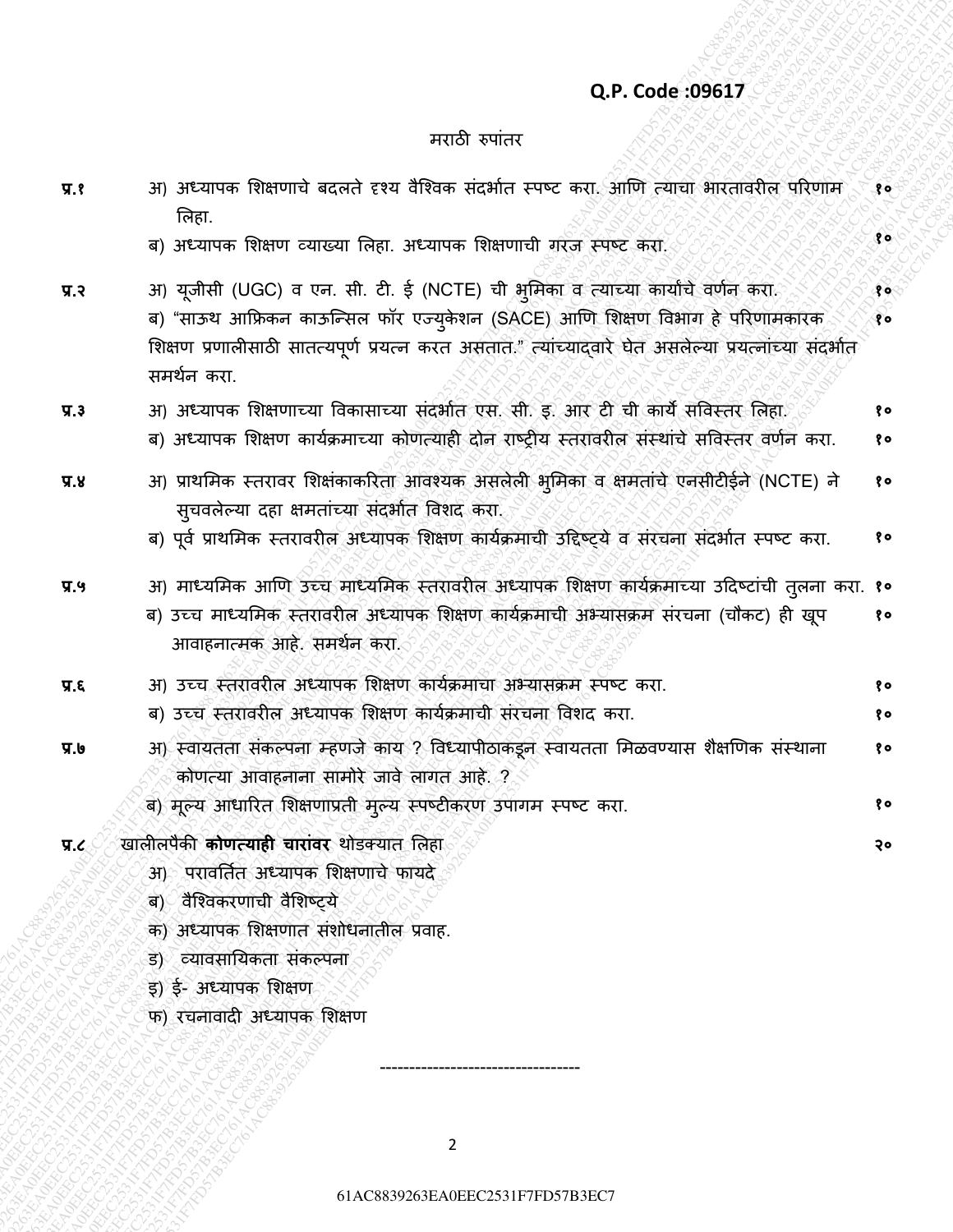**Q.P. Code :09617**

मराठी रुपांतर

**प्र.१** अ) अध्यापक शिक्षणाचे बदलते दृश्य वैश्विक संदर्भात स्पष्ट करा. आणि त्याचा भारतावरील परिणाम लिहा. **१०**

ब) अध्यापक शिक्षण व्याख्या लिहा. अध्यापक शिक्षणाची गरज स्पष्ट करा. **१०**

**प्र.२** अ) यूजीसी (UGC) व एन. सी. टी. ई (NCTE) ची भुमिका व त्याच्या कार्यांचे वर्णन करा. **१०**

ब) "साऊथ आफ्रिकन काऊन्सिल फॉर एज्युकेशन (SACE) आणि शिक्षण विभाग हे परिणामकारक शिक्षण प्रणालीसाठी सातत्यपूर्ण प्रयत्न करत असतात." त्यांच्याद्वारे घेत असलेल्या प्रयत्नांच्या संदर्भात समर्थन करा. **१०**

**प्र.३** अ) अध्यापक शिक्षणाच्या विकासाच्या संदर्भात एस. सी. इ. आर टी ची कार्ये सविस्तर लिहा. **१०**

ब) अध्यापक शिक्षण कार्यक्रमाच्या कोणत्याही दोन राष्ट्रीय स्तरावरील संस्थांचे सविस्तर वर्णन करा. **१०**

**प्र.४** अ) प्राथमिक स्तरावर शिक्षकाकरिता आवश्यक असलेली भुमिका व क्षमतांचे एनसीटीईने (NCTE) ने सुचवलेल्या दहा क्षमतांच्या संदर्भात विशद करा. **१०**

ब) पूर्व प्राथमिक स्तरावरील अध्यापक शिक्षण कार्यक्रमाची उद्दिष्ट्ये व संरचना संदर्भात स्पष्ट करा. **१०**

**प्र.५** अ) माध्यमिक आणि उच्च माध्यमिक स्तरावरील अध्यापक शिक्षण कार्यक्रमाच्या उदिष्टांची तुलना करा. **१०**

ब) उच्च माध्यमिक स्तरावरील अध्यापक शिक्षण कार्यक्रमाची अभ्यासक्रम संरचना (चौकट) ही खूप आवाहनात्मक आहे. समर्थन करा. **१०**

**प्र.६** अ) उच्च स्तरावरील अध्यापक शिक्षण कार्यक्रमाचा अभ्यासक्रम स्पष्ट करा. **१०**

ब) उच्च स्तरावरील अध्यापक शिक्षण कार्यक्रमाची संरचना विशद करा. **१०**

**प्र.७** अ) स्वायतता संकल्पना म्हणजे काय ? विध्यापीठाकडून स्वायतता मिळवण्यास शैक्षणिक संस्थाना कोणत्या आवाहनाना सामोरे जावे लागत आहे. ? **१०**

ब) मूल्य आधारित शिक्षणाप्रती मुल्य स्पष्टीकरण उपागम स्पष्ट करा. **१०**

**प्र.८** खालीलपैकी **कोणत्याही चारांवर** थोडक्यात लिहा **२०**

अ) परावर्तित अध्यापक शिक्षणाचे फायदे

ब) वैश्विकरणाची वैशिष्ट्ये

क) अध्यापक शिक्षणात संशोधनातील प्रवाह.

ड) व्यावसायिकता संकल्पना

इ) ई- अध्यापक शिक्षण

फ) रचनावादी अध्यापक शिक्षण

---------------------------------